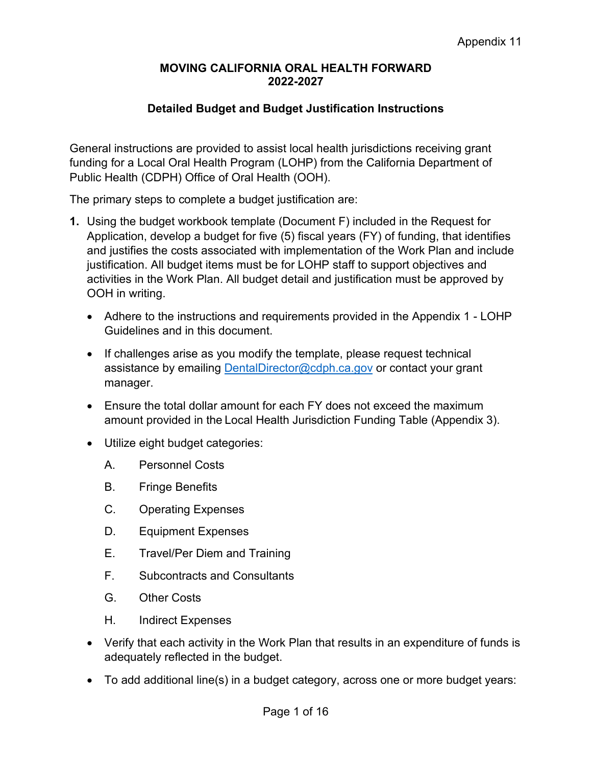Appendix 11

# MOVING CALIFORNIA ORAL HEALTH FORWARD 2022-2027

## Detailed Budget and Budget Justification Instructions

General instructions are provided to assist local health jurisdictions receiving grant funding for a Local Oral Health Program (LOHP) from the California Department of Public Health (CDPH) Office of Oral Health (OOH).

The primary steps to complete a budget justification are:

1. Using the budget workbook template (Document F) included in the Request for Application, develop a budget for five (5) fiscal years (FY) of funding, that identifies and justifies the costs associated with implementation of the Work Plan and include justification. All budget items must be for LOHP staff to support objectives and activities in the Work Plan. All budget detail and justification must be approved by OOH in writing.

   - Adhere to the instructions and requirements provided in the Appendix 1 - LOHP Guidelines and in this document.
   - If challenges arise as you modify the template, please request technical assistance by emailing DentalDirector@cdph.ca.gov or contact your grant manager.
   - Ensure the total dollar amount for each FY does not exceed the maximum amount provided in the Local Health Jurisdiction Funding Table (Appendix 3).
   - Utilize eight budget categories:

     A. Personnel Costs

     B. Fringe Benefits

     C. Operating Expenses

     D. Equipment Expenses

     E. Travel/Per Diem and Training

     F. Subcontracts and Consultants

     G. Other Costs

     H. Indirect Expenses

   - Verify that each activity in the Work Plan that results in an expenditure of funds is adequately reflected in the budget.
   - To add additional line(s) in a budget category, across one or more budget years: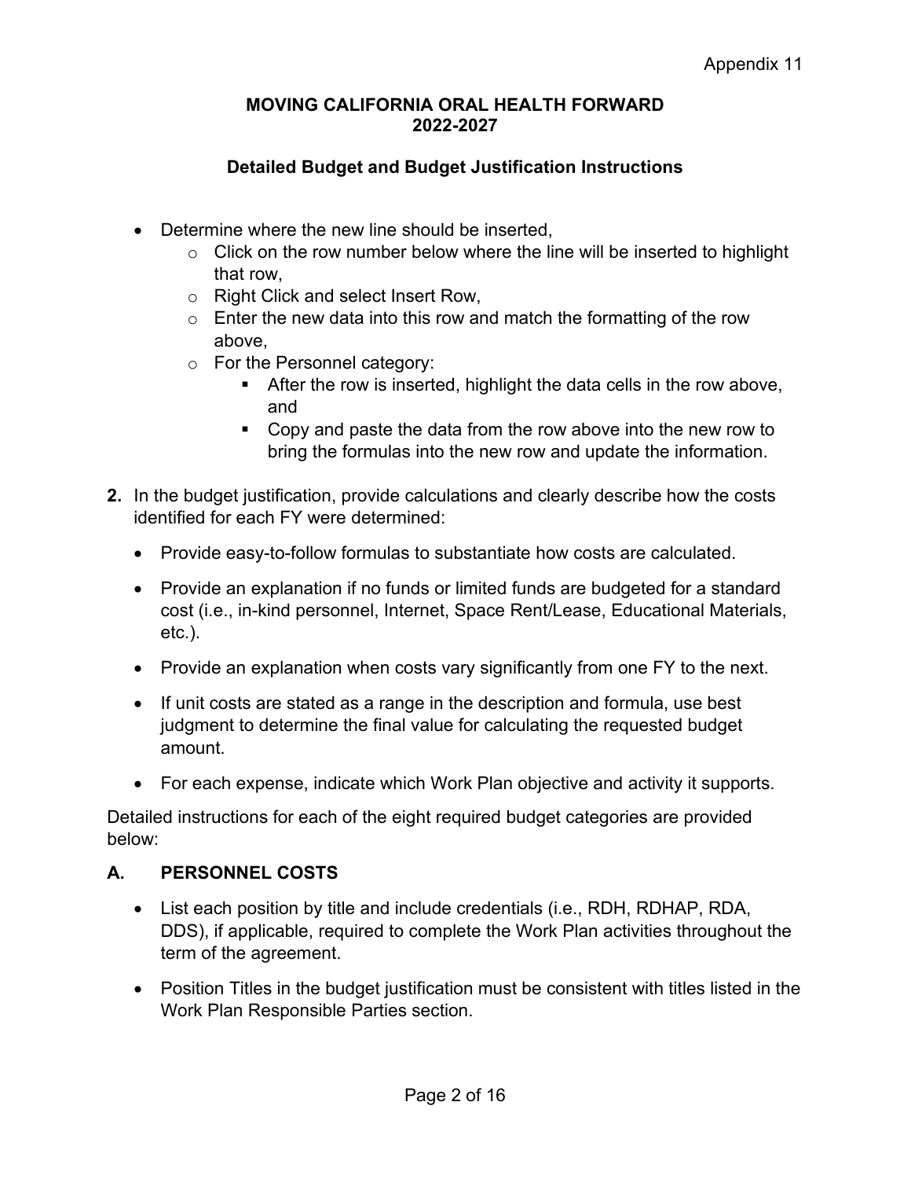- Determine where the new line should be inserted,
    - Click on the row number below where the line will be inserted to highlight that row,
    - Right Click and select Insert Row,
    - Enter the new data into this row and match the formatting of the row above,
    - For the Personnel category:
        - After the row is inserted, highlight the data cells in the row above, and
        - Copy and paste the data from the row above into the new row to bring the formulas into the new row and update the information.

**2.** In the budget justification, provide calculations and clearly describe how the costs identified for each FY were determined:

- Provide easy-to-follow formulas to substantiate how costs are calculated.
- Provide an explanation if no funds or limited funds are budgeted for a standard cost (i.e., in-kind personnel, Internet, Space Rent/Lease, Educational Materials, etc.).
- Provide an explanation when costs vary significantly from one FY to the next.
- If unit costs are stated as a range in the description and formula, use best judgment to determine the final value for calculating the requested budget amount.
- For each expense, indicate which Work Plan objective and activity it supports.

Detailed instructions for each of the eight required budget categories are provided below:

## A. PERSONNEL COSTS

- List each position by title and include credentials (i.e., RDH, RDHAP, RDA, DDS), if applicable, required to complete the Work Plan activities throughout the term of the agreement.
- Position Titles in the budget justification must be consistent with titles listed in the Work Plan Responsible Parties section.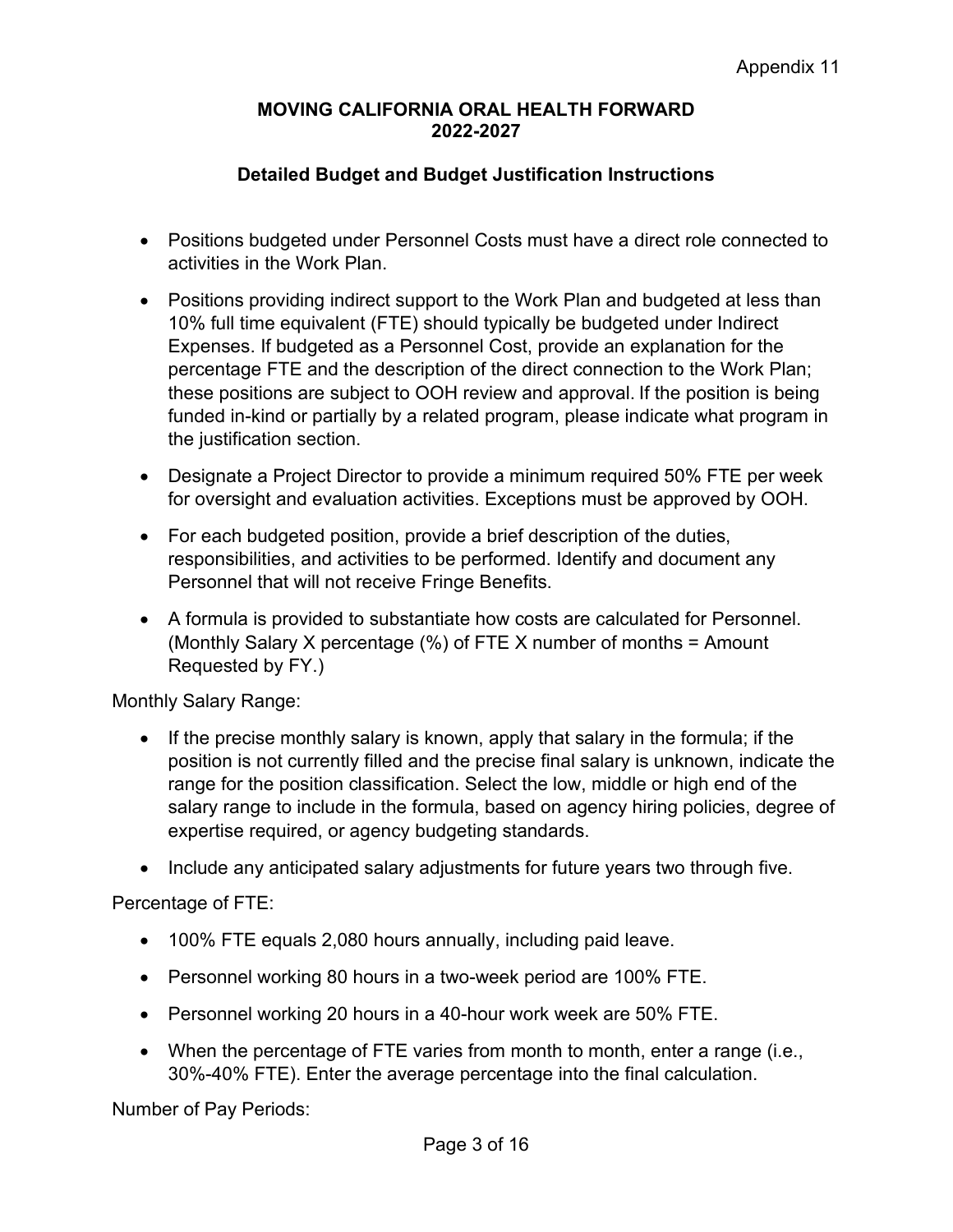Appendix 11

**MOVING CALIFORNIA ORAL HEALTH FORWARD**
**2022-2027**

## Detailed Budget and Budget Justification Instructions

- Positions budgeted under Personnel Costs must have a direct role connected to activities in the Work Plan.
- Positions providing indirect support to the Work Plan and budgeted at less than 10% full time equivalent (FTE) should typically be budgeted under Indirect Expenses. If budgeted as a Personnel Cost, provide an explanation for the percentage FTE and the description of the direct connection to the Work Plan; these positions are subject to OOH review and approval. If the position is being funded in-kind or partially by a related program, please indicate what program in the justification section.
- Designate a Project Director to provide a minimum required 50% FTE per week for oversight and evaluation activities. Exceptions must be approved by OOH.
- For each budgeted position, provide a brief description of the duties, responsibilities, and activities to be performed. Identify and document any Personnel that will not receive Fringe Benefits.
- A formula is provided to substantiate how costs are calculated for Personnel. (Monthly Salary X percentage (%) of FTE X number of months = Amount Requested by FY.)

Monthly Salary Range:

- If the precise monthly salary is known, apply that salary in the formula; if the position is not currently filled and the precise final salary is unknown, indicate the range for the position classification. Select the low, middle or high end of the salary range to include in the formula, based on agency hiring policies, degree of expertise required, or agency budgeting standards.
- Include any anticipated salary adjustments for future years two through five.

Percentage of FTE:

- 100% FTE equals 2,080 hours annually, including paid leave.
- Personnel working 80 hours in a two-week period are 100% FTE.
- Personnel working 20 hours in a 40-hour work week are 50% FTE.
- When the percentage of FTE varies from month to month, enter a range (i.e., 30%-40% FTE). Enter the average percentage into the final calculation.

Number of Pay Periods: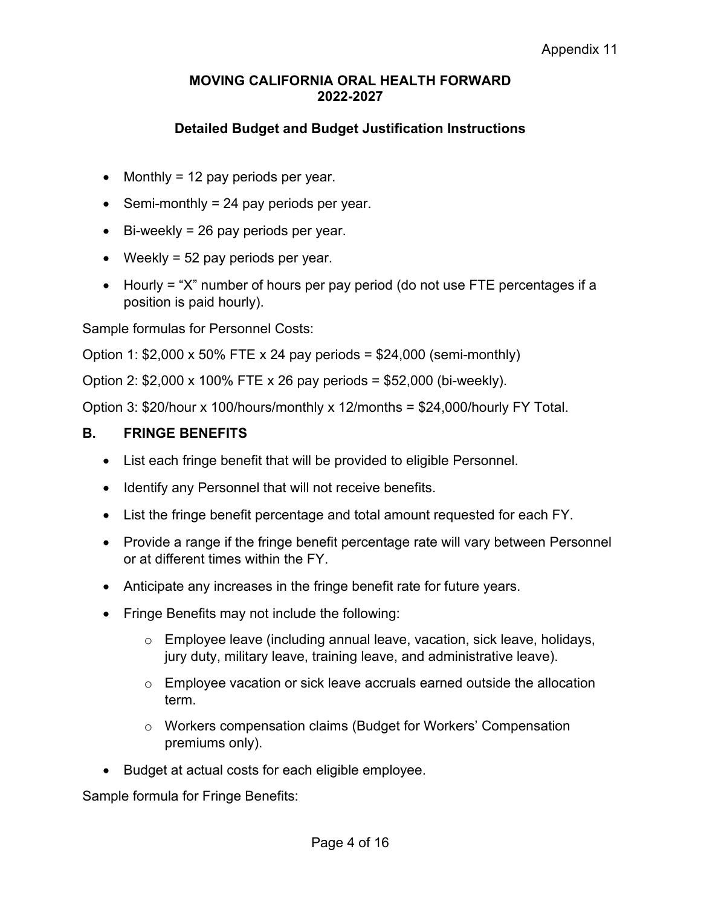- Monthly = 12 pay periods per year.
- Semi-monthly = 24 pay periods per year.
- Bi-weekly = 26 pay periods per year.
- Weekly = 52 pay periods per year.
- Hourly = "X" number of hours per pay period (do not use FTE percentages if a position is paid hourly).

Sample formulas for Personnel Costs:

Option 1: $2,000 x 50% FTE x 24 pay periods = $24,000 (semi-monthly)

Option 2: $2,000 x 100% FTE x 26 pay periods = $52,000 (bi-weekly).

Option 3: $20/hour x 100/hours/monthly x 12/months = $24,000/hourly FY Total.

## B. FRINGE BENEFITS

- List each fringe benefit that will be provided to eligible Personnel.
- Identify any Personnel that will not receive benefits.
- List the fringe benefit percentage and total amount requested for each FY.
- Provide a range if the fringe benefit percentage rate will vary between Personnel or at different times within the FY.
- Anticipate any increases in the fringe benefit rate for future years.
- Fringe Benefits may not include the following:
  - Employee leave (including annual leave, vacation, sick leave, holidays, jury duty, military leave, training leave, and administrative leave).
  - Employee vacation or sick leave accruals earned outside the allocation term.
  - Workers compensation claims (Budget for Workers' Compensation premiums only).
- Budget at actual costs for each eligible employee.

Sample formula for Fringe Benefits: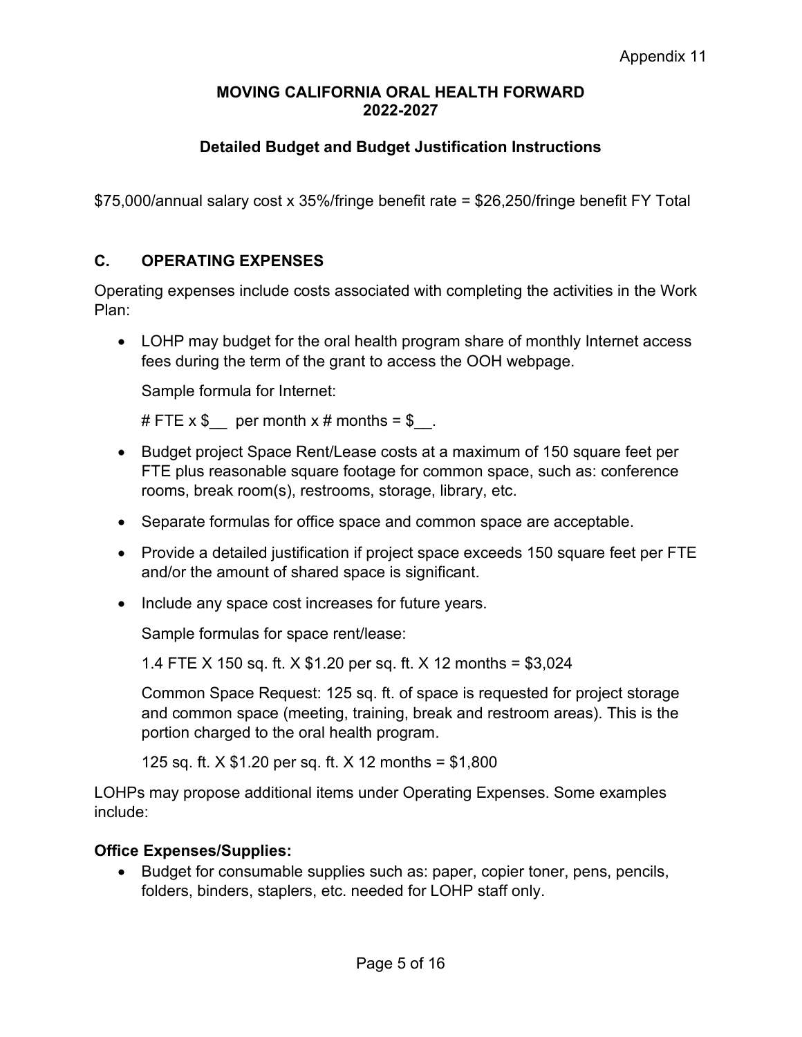$75,000/annual salary cost x 35%/fringe benefit rate = $26,250/fringe benefit FY Total

## C. OPERATING EXPENSES

Operating expenses include costs associated with completing the activities in the Work Plan:

- LOHP may budget for the oral health program share of monthly Internet access fees during the term of the grant to access the OOH webpage.

  Sample formula for Internet:

  # FTE x $__ per month x # months = $__.

- Budget project Space Rent/Lease costs at a maximum of 150 square feet per FTE plus reasonable square footage for common space, such as: conference rooms, break room(s), restrooms, storage, library, etc.
- Separate formulas for office space and common space are acceptable.
- Provide a detailed justification if project space exceeds 150 square feet per FTE and/or the amount of shared space is significant.
- Include any space cost increases for future years.

  Sample formulas for space rent/lease:

  1.4 FTE X 150 sq. ft. X $1.20 per sq. ft. X 12 months = $3,024

  Common Space Request: 125 sq. ft. of space is requested for project storage and common space (meeting, training, break and restroom areas). This is the portion charged to the oral health program.

  125 sq. ft. X $1.20 per sq. ft. X 12 months = $1,800

LOHPs may propose additional items under Operating Expenses. Some examples include:

**Office Expenses/Supplies:**

- Budget for consumable supplies such as: paper, copier toner, pens, pencils, folders, binders, staplers, etc. needed for LOHP staff only.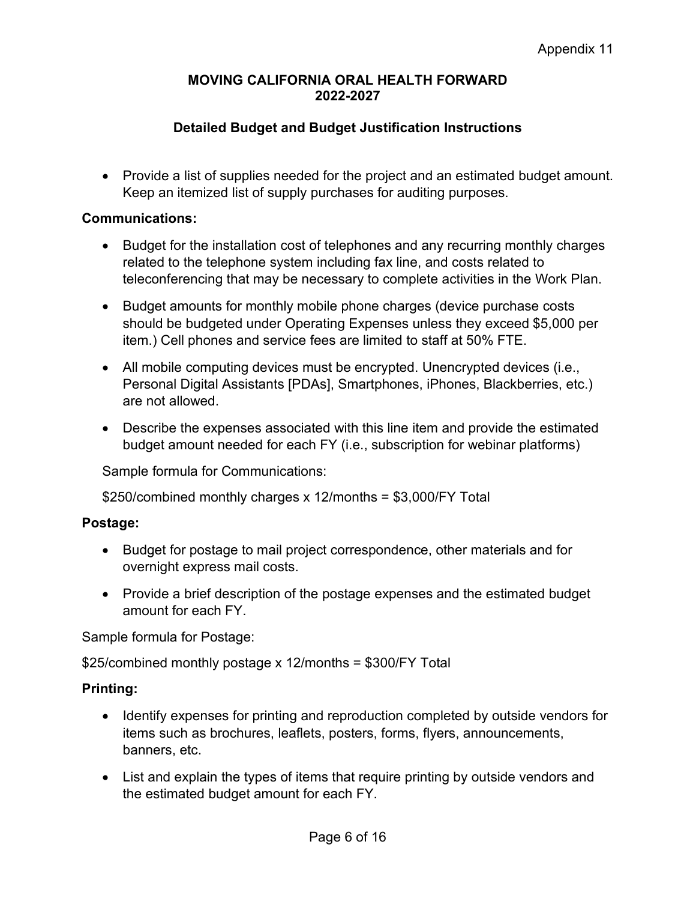- Provide a list of supplies needed for the project and an estimated budget amount. Keep an itemized list of supply purchases for auditing purposes.

**Communications:**

- Budget for the installation cost of telephones and any recurring monthly charges related to the telephone system including fax line, and costs related to teleconferencing that may be necessary to complete activities in the Work Plan.
- Budget amounts for monthly mobile phone charges (device purchase costs should be budgeted under Operating Expenses unless they exceed $5,000 per item.) Cell phones and service fees are limited to staff at 50% FTE.
- All mobile computing devices must be encrypted. Unencrypted devices (i.e., Personal Digital Assistants [PDAs], Smartphones, iPhones, Blackberries, etc.) are not allowed.
- Describe the expenses associated with this line item and provide the estimated budget amount needed for each FY (i.e., subscription for webinar platforms)

Sample formula for Communications:

$250/combined monthly charges x 12/months = $3,000/FY Total

**Postage:**

- Budget for postage to mail project correspondence, other materials and for overnight express mail costs.
- Provide a brief description of the postage expenses and the estimated budget amount for each FY.

Sample formula for Postage:

$25/combined monthly postage x 12/months = $300/FY Total

**Printing:**

- Identify expenses for printing and reproduction completed by outside vendors for items such as brochures, leaflets, posters, forms, flyers, announcements, banners, etc.
- List and explain the types of items that require printing by outside vendors and the estimated budget amount for each FY.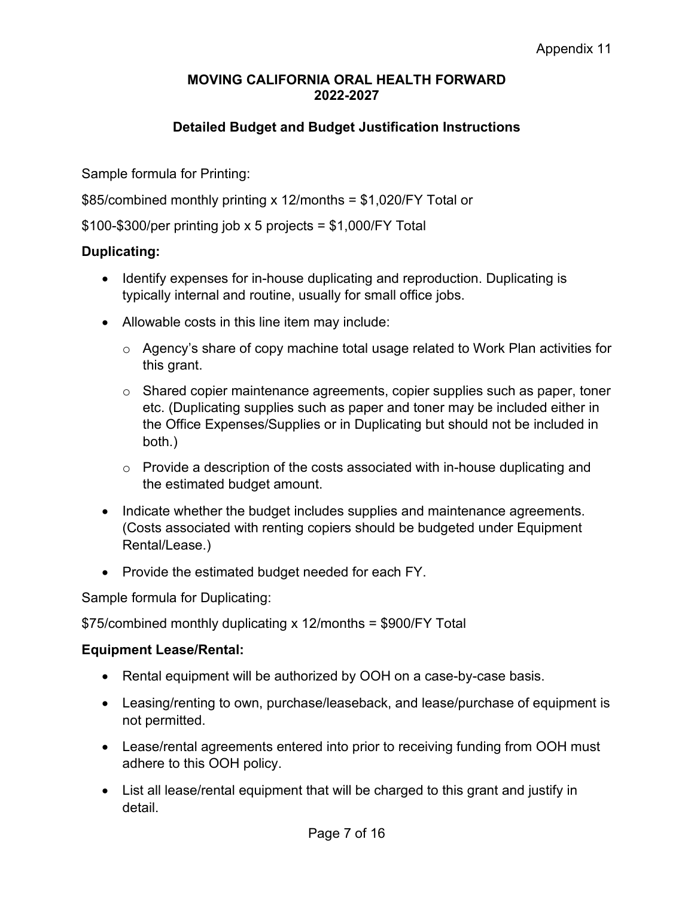Sample formula for Printing:

\$85/combined monthly printing x 12/months = \$1,020/FY Total or

\$100-\$300/per printing job x 5 projects = \$1,000/FY Total

**Duplicating:**

- Identify expenses for in-house duplicating and reproduction. Duplicating is typically internal and routine, usually for small office jobs.
- Allowable costs in this line item may include:
  - Agency's share of copy machine total usage related to Work Plan activities for this grant.
  - Shared copier maintenance agreements, copier supplies such as paper, toner etc. (Duplicating supplies such as paper and toner may be included either in the Office Expenses/Supplies or in Duplicating but should not be included in both.)
  - Provide a description of the costs associated with in-house duplicating and the estimated budget amount.
- Indicate whether the budget includes supplies and maintenance agreements. (Costs associated with renting copiers should be budgeted under Equipment Rental/Lease.)
- Provide the estimated budget needed for each FY.

Sample formula for Duplicating:

\$75/combined monthly duplicating x 12/months = \$900/FY Total

**Equipment Lease/Rental:**

- Rental equipment will be authorized by OOH on a case-by-case basis.
- Leasing/renting to own, purchase/leaseback, and lease/purchase of equipment is not permitted.
- Lease/rental agreements entered into prior to receiving funding from OOH must adhere to this OOH policy.
- List all lease/rental equipment that will be charged to this grant and justify in detail.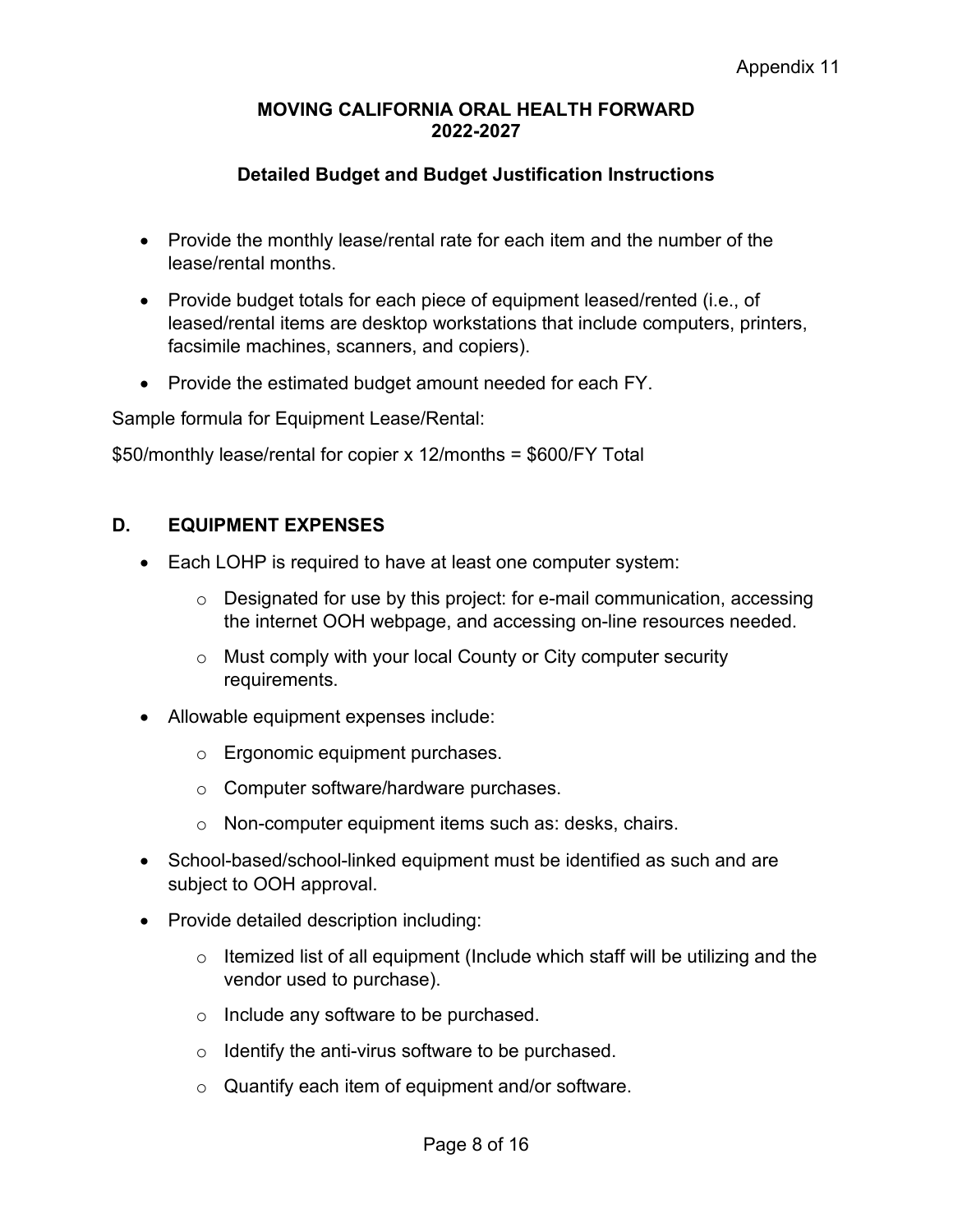- Provide the monthly lease/rental rate for each item and the number of the lease/rental months.
- Provide budget totals for each piece of equipment leased/rented (i.e., of leased/rental items are desktop workstations that include computers, printers, facsimile machines, scanners, and copiers).
- Provide the estimated budget amount needed for each FY.

Sample formula for Equipment Lease/Rental:

$50/monthly lease/rental for copier x 12/months = $600/FY Total

## D. EQUIPMENT EXPENSES

- Each LOHP is required to have at least one computer system:
  - Designated for use by this project: for e-mail communication, accessing the internet OOH webpage, and accessing on-line resources needed.
  - Must comply with your local County or City computer security requirements.
- Allowable equipment expenses include:
  - Ergonomic equipment purchases.
  - Computer software/hardware purchases.
  - Non-computer equipment items such as: desks, chairs.
- School-based/school-linked equipment must be identified as such and are subject to OOH approval.
- Provide detailed description including:
  - Itemized list of all equipment (Include which staff will be utilizing and the vendor used to purchase).
  - Include any software to be purchased.
  - Identify the anti-virus software to be purchased.
  - Quantify each item of equipment and/or software.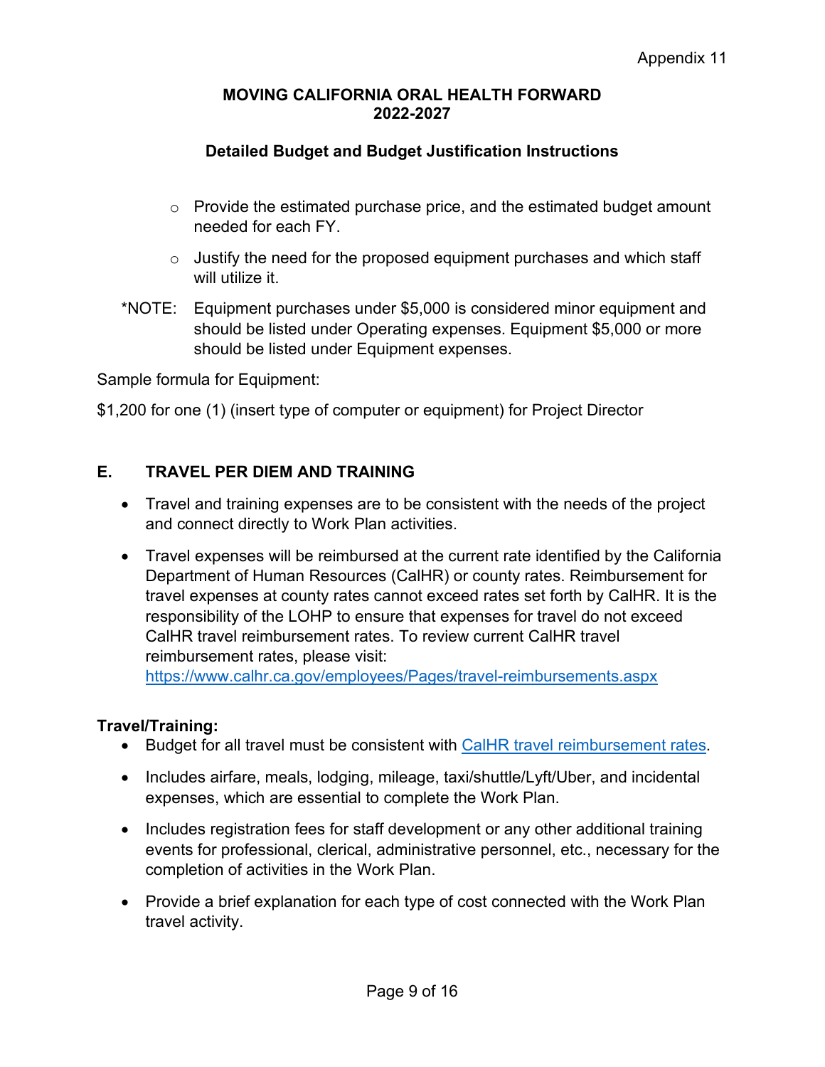- Provide the estimated purchase price, and the estimated budget amount needed for each FY.
- Justify the need for the proposed equipment purchases and which staff will utilize it.

*NOTE: Equipment purchases under $5,000 is considered minor equipment and should be listed under Operating expenses. Equipment $5,000 or more should be listed under Equipment expenses.

Sample formula for Equipment:

$1,200 for one (1) (insert type of computer or equipment) for Project Director

## E. TRAVEL PER DIEM AND TRAINING

- Travel and training expenses are to be consistent with the needs of the project and connect directly to Work Plan activities.
- Travel expenses will be reimbursed at the current rate identified by the California Department of Human Resources (CalHR) or county rates. Reimbursement for travel expenses at county rates cannot exceed rates set forth by CalHR. It is the responsibility of the LOHP to ensure that expenses for travel do not exceed CalHR travel reimbursement rates. To review current CalHR travel reimbursement rates, please visit: [https://www.calhr.ca.gov/employees/Pages/travel-reimbursements.aspx](https://www.calhr.ca.gov/employees/Pages/travel-reimbursements.aspx)

**Travel/Training:**

- Budget for all travel must be consistent with [CalHR travel reimbursement rates](https://www.calhr.ca.gov/employees/Pages/travel-reimbursements.aspx).
- Includes airfare, meals, lodging, mileage, taxi/shuttle/Lyft/Uber, and incidental expenses, which are essential to complete the Work Plan.
- Includes registration fees for staff development or any other additional training events for professional, clerical, administrative personnel, etc., necessary for the completion of activities in the Work Plan.
- Provide a brief explanation for each type of cost connected with the Work Plan travel activity.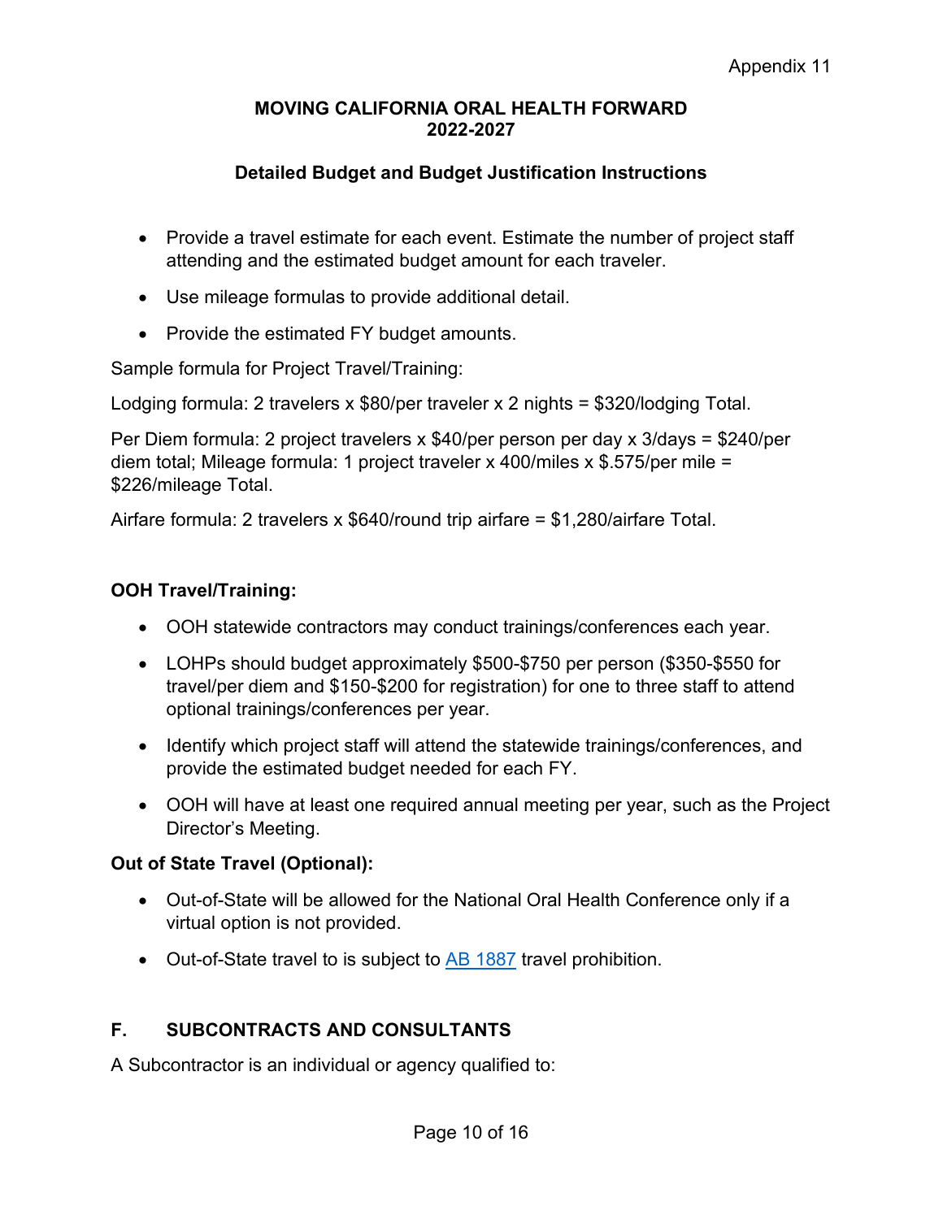- Provide a travel estimate for each event. Estimate the number of project staff attending and the estimated budget amount for each traveler.
- Use mileage formulas to provide additional detail.
- Provide the estimated FY budget amounts.

Sample formula for Project Travel/Training:

Lodging formula: 2 travelers x $80/per traveler x 2 nights = $320/lodging Total.

Per Diem formula: 2 project travelers x $40/per person per day x 3/days = $240/per diem total; Mileage formula: 1 project traveler x 400/miles x $.575/per mile = $226/mileage Total.

Airfare formula: 2 travelers x $640/round trip airfare = $1,280/airfare Total.

**OOH Travel/Training:**

- OOH statewide contractors may conduct trainings/conferences each year.
- LOHPs should budget approximately $500-$750 per person ($350-$550 for travel/per diem and $150-$200 for registration) for one to three staff to attend optional trainings/conferences per year.
- Identify which project staff will attend the statewide trainings/conferences, and provide the estimated budget needed for each FY.
- OOH will have at least one required annual meeting per year, such as the Project Director's Meeting.

**Out of State Travel (Optional):**

- Out-of-State will be allowed for the National Oral Health Conference only if a virtual option is not provided.
- Out-of-State travel to is subject to [AB 1887](AB 1887) travel prohibition.

## F. SUBCONTRACTS AND CONSULTANTS

A Subcontractor is an individual or agency qualified to: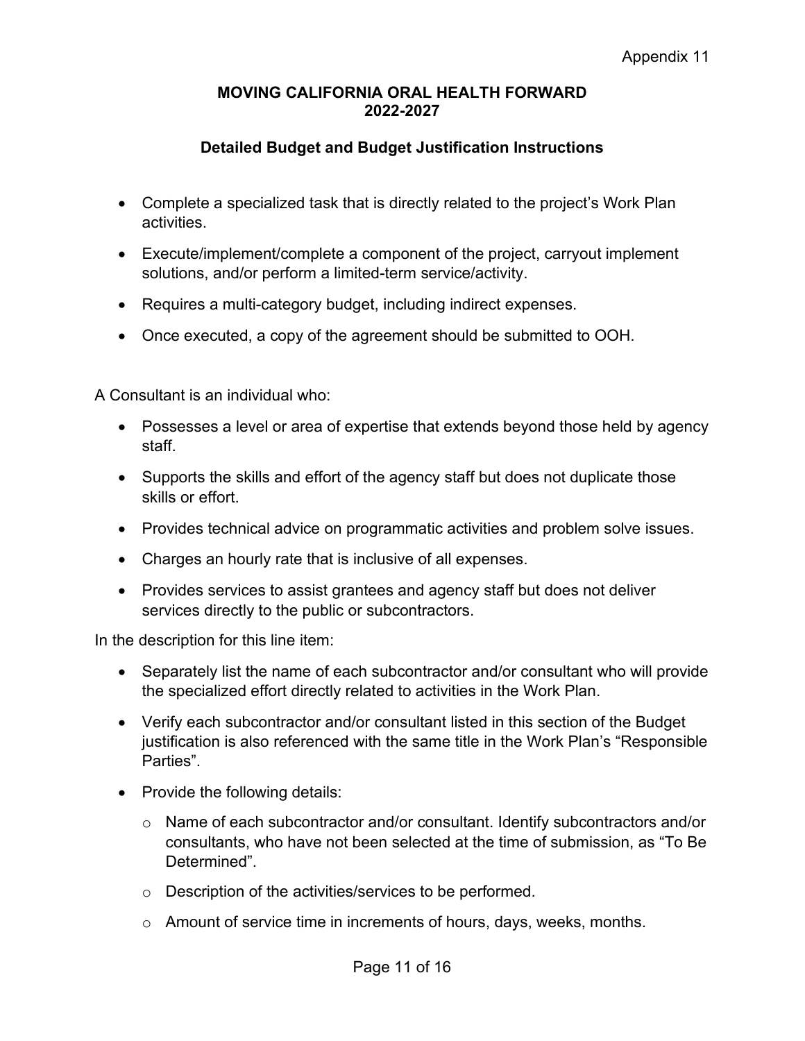- Complete a specialized task that is directly related to the project's Work Plan activities.
- Execute/implement/complete a component of the project, carryout implement solutions, and/or perform a limited-term service/activity.
- Requires a multi-category budget, including indirect expenses.
- Once executed, a copy of the agreement should be submitted to OOH.

A Consultant is an individual who:

- Possesses a level or area of expertise that extends beyond those held by agency staff.
- Supports the skills and effort of the agency staff but does not duplicate those skills or effort.
- Provides technical advice on programmatic activities and problem solve issues.
- Charges an hourly rate that is inclusive of all expenses.
- Provides services to assist grantees and agency staff but does not deliver services directly to the public or subcontractors.

In the description for this line item:

- Separately list the name of each subcontractor and/or consultant who will provide the specialized effort directly related to activities in the Work Plan.
- Verify each subcontractor and/or consultant listed in this section of the Budget justification is also referenced with the same title in the Work Plan's "Responsible Parties".
- Provide the following details:
  - Name of each subcontractor and/or consultant. Identify subcontractors and/or consultants, who have not been selected at the time of submission, as "To Be Determined".
  - Description of the activities/services to be performed.
  - Amount of service time in increments of hours, days, weeks, months.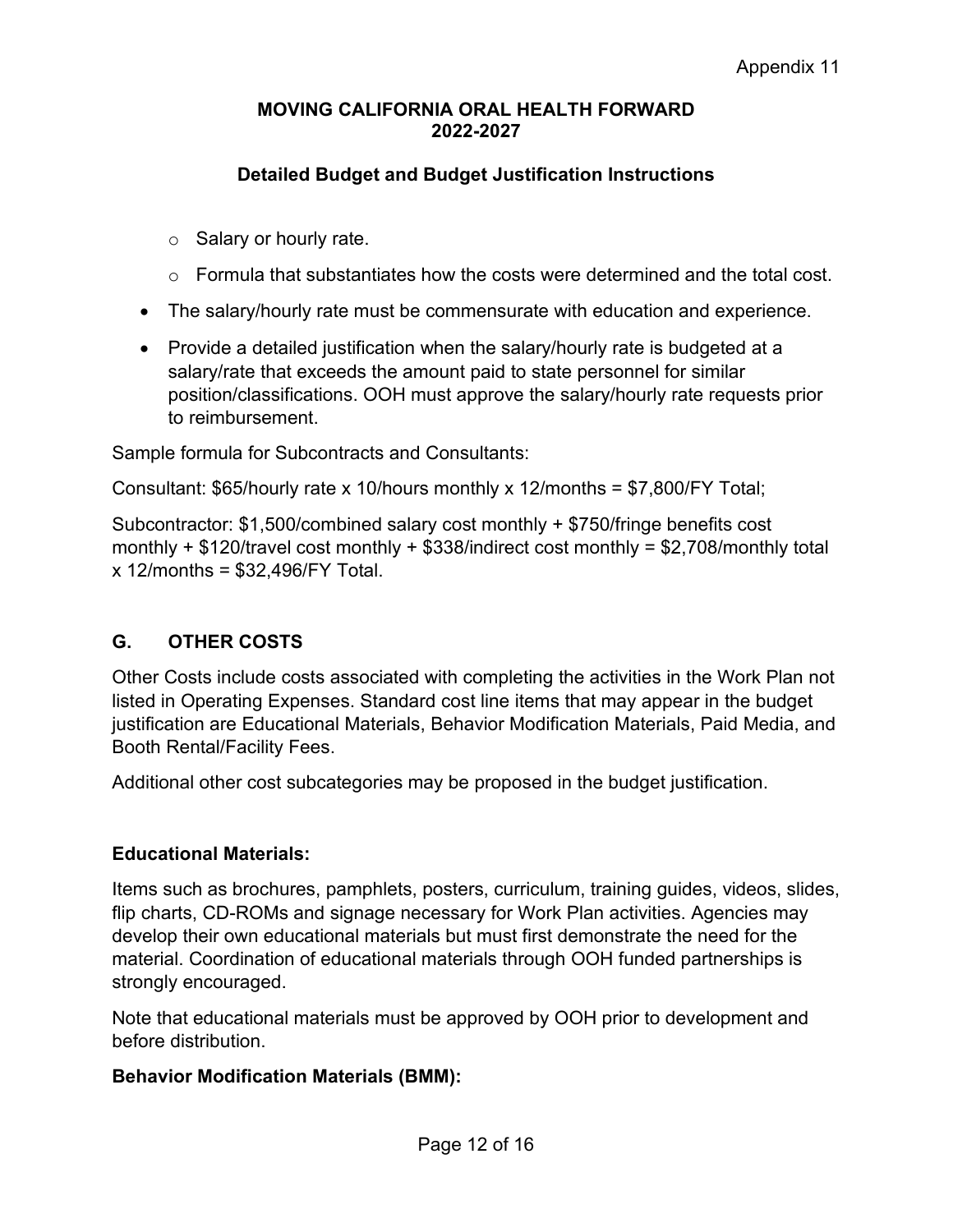- Salary or hourly rate.
- Formula that substantiates how the costs were determined and the total cost.

- The salary/hourly rate must be commensurate with education and experience.
- Provide a detailed justification when the salary/hourly rate is budgeted at a salary/rate that exceeds the amount paid to state personnel for similar position/classifications. OOH must approve the salary/hourly rate requests prior to reimbursement.

Sample formula for Subcontracts and Consultants:

Consultant: $65/hourly rate x 10/hours monthly x 12/months = $7,800/FY Total;

Subcontractor: $1,500/combined salary cost monthly + $750/fringe benefits cost monthly + $120/travel cost monthly + $338/indirect cost monthly = $2,708/monthly total x 12/months = $32,496/FY Total.

## G. OTHER COSTS

Other Costs include costs associated with completing the activities in the Work Plan not listed in Operating Expenses. Standard cost line items that may appear in the budget justification are Educational Materials, Behavior Modification Materials, Paid Media, and Booth Rental/Facility Fees.

Additional other cost subcategories may be proposed in the budget justification.

**Educational Materials:**

Items such as brochures, pamphlets, posters, curriculum, training guides, videos, slides, flip charts, CD-ROMs and signage necessary for Work Plan activities. Agencies may develop their own educational materials but must first demonstrate the need for the material. Coordination of educational materials through OOH funded partnerships is strongly encouraged.

Note that educational materials must be approved by OOH prior to development and before distribution.

**Behavior Modification Materials (BMM):**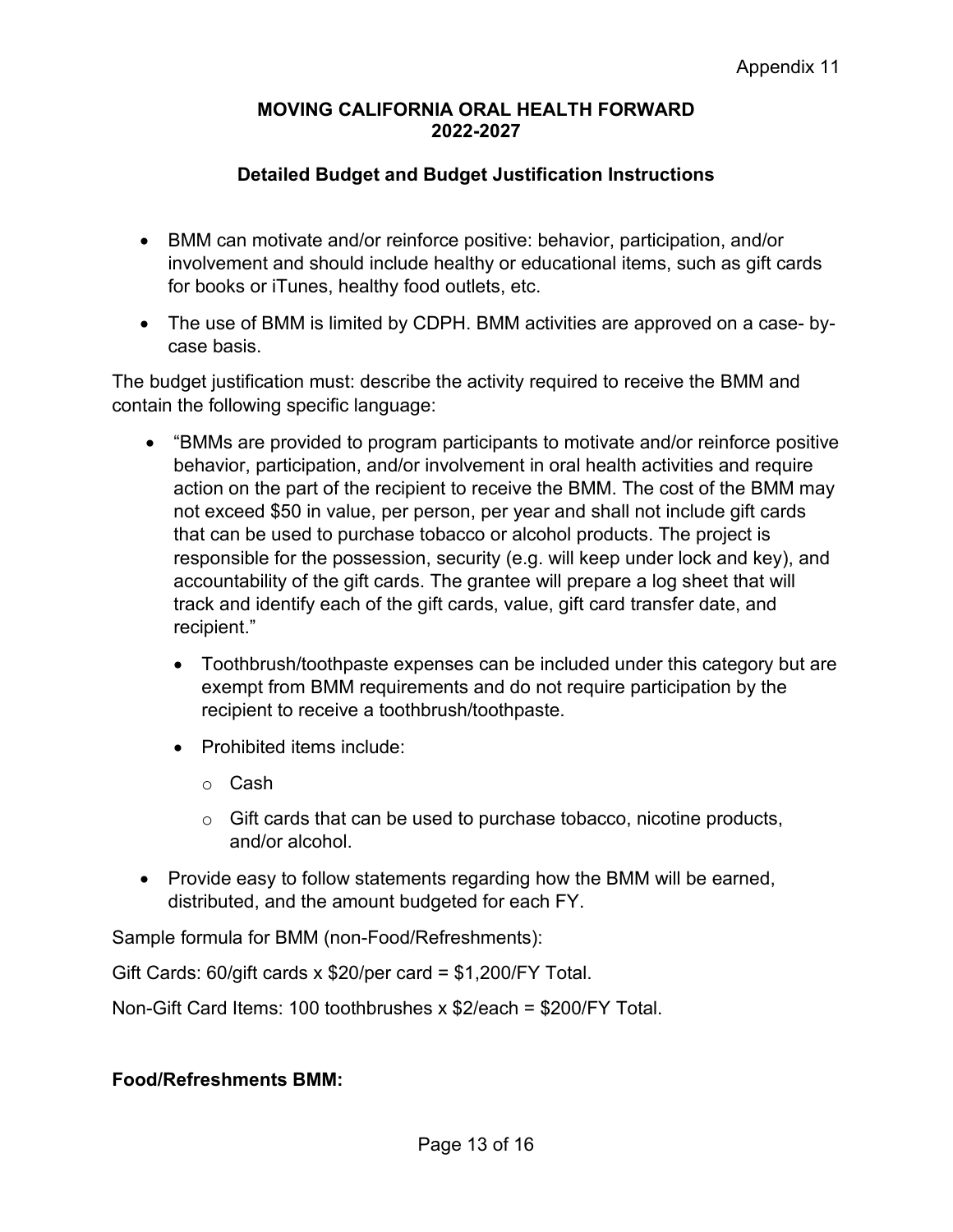- BMM can motivate and/or reinforce positive: behavior, participation, and/or involvement and should include healthy or educational items, such as gift cards for books or iTunes, healthy food outlets, etc.
- The use of BMM is limited by CDPH. BMM activities are approved on a case- by-case basis.

The budget justification must: describe the activity required to receive the BMM and contain the following specific language:

- "BMMs are provided to program participants to motivate and/or reinforce positive behavior, participation, and/or involvement in oral health activities and require action on the part of the recipient to receive the BMM. The cost of the BMM may not exceed $50 in value, per person, per year and shall not include gift cards that can be used to purchase tobacco or alcohol products. The project is responsible for the possession, security (e.g. will keep under lock and key), and accountability of the gift cards. The grantee will prepare a log sheet that will track and identify each of the gift cards, value, gift card transfer date, and recipient."
  - Toothbrush/toothpaste expenses can be included under this category but are exempt from BMM requirements and do not require participation by the recipient to receive a toothbrush/toothpaste.
  - Prohibited items include:
    - Cash
    - Gift cards that can be used to purchase tobacco, nicotine products, and/or alcohol.
- Provide easy to follow statements regarding how the BMM will be earned, distributed, and the amount budgeted for each FY.

Sample formula for BMM (non-Food/Refreshments):

Gift Cards: 60/gift cards x $20/per card = $1,200/FY Total.

Non-Gift Card Items: 100 toothbrushes x $2/each = $200/FY Total.

**Food/Refreshments BMM:**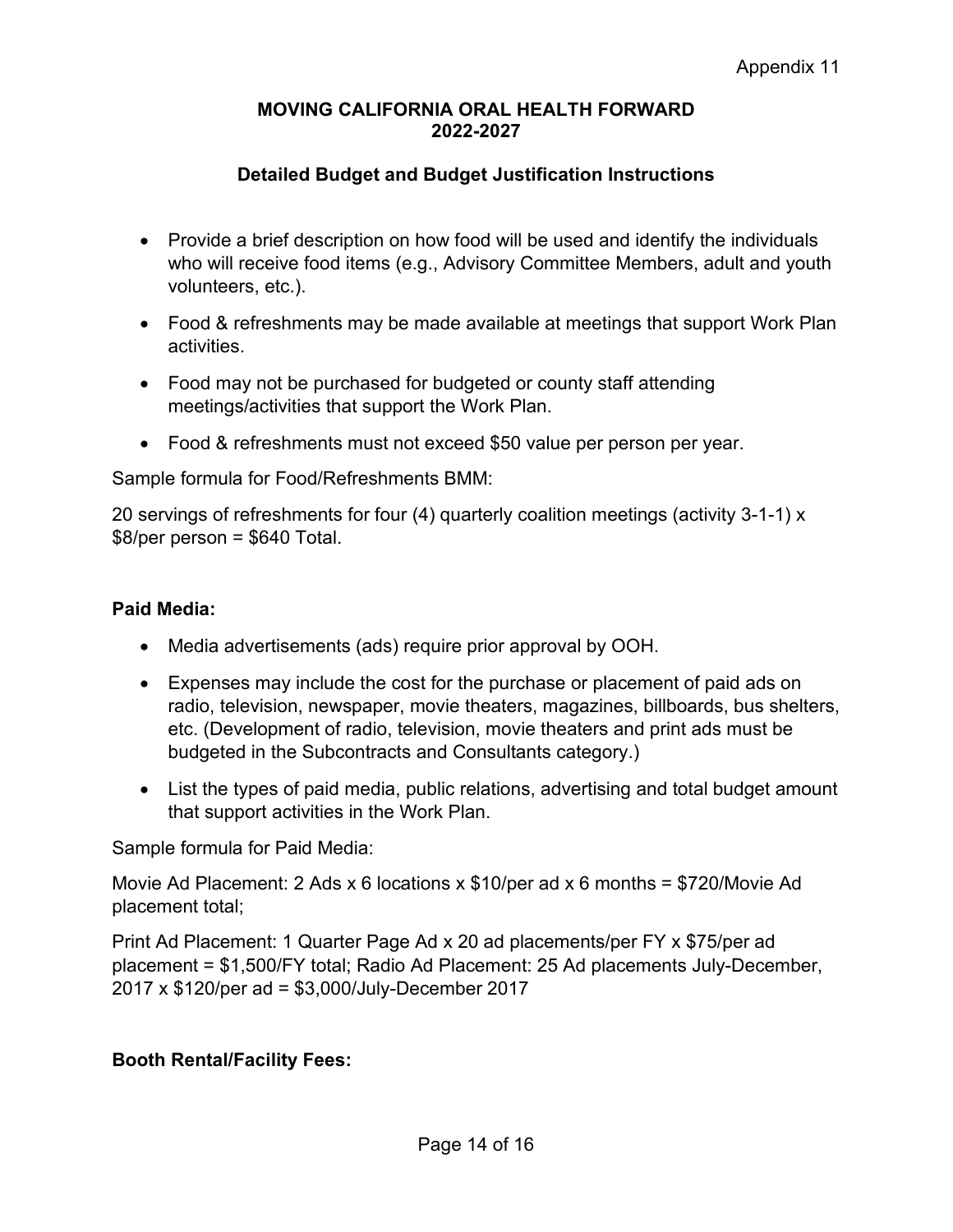Appendix 11

**MOVING CALIFORNIA ORAL HEALTH FORWARD 2022-2027**

**Detailed Budget and Budget Justification Instructions**

- Provide a brief description on how food will be used and identify the individuals who will receive food items (e.g., Advisory Committee Members, adult and youth volunteers, etc.).
- Food & refreshments may be made available at meetings that support Work Plan activities.
- Food may not be purchased for budgeted or county staff attending meetings/activities that support the Work Plan.
- Food & refreshments must not exceed $50 value per person per year.

Sample formula for Food/Refreshments BMM:

20 servings of refreshments for four (4) quarterly coalition meetings (activity 3-1-1) x $8/per person = $640 Total.

**Paid Media:**

- Media advertisements (ads) require prior approval by OOH.
- Expenses may include the cost for the purchase or placement of paid ads on radio, television, newspaper, movie theaters, magazines, billboards, bus shelters, etc. (Development of radio, television, movie theaters and print ads must be budgeted in the Subcontracts and Consultants category.)
- List the types of paid media, public relations, advertising and total budget amount that support activities in the Work Plan.

Sample formula for Paid Media:

Movie Ad Placement: 2 Ads x 6 locations x $10/per ad x 6 months = $720/Movie Ad placement total;

Print Ad Placement: 1 Quarter Page Ad x 20 ad placements/per FY x $75/per ad placement = $1,500/FY total; Radio Ad Placement: 25 Ad placements July-December, 2017 x $120/per ad = $3,000/July-December 2017

**Booth Rental/Facility Fees:**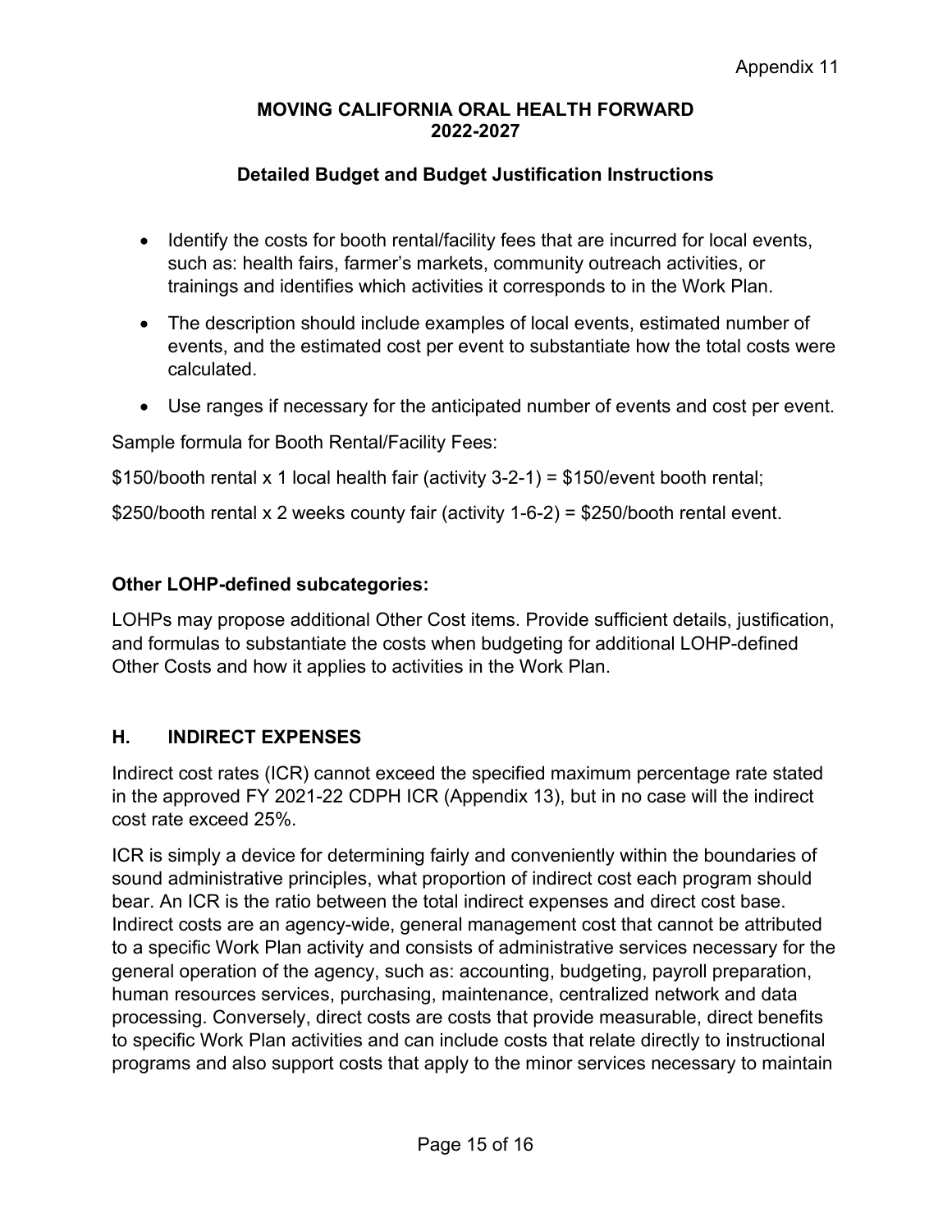- Identify the costs for booth rental/facility fees that are incurred for local events, such as: health fairs, farmer's markets, community outreach activities, or trainings and identifies which activities it corresponds to in the Work Plan.
- The description should include examples of local events, estimated number of events, and the estimated cost per event to substantiate how the total costs were calculated.
- Use ranges if necessary for the anticipated number of events and cost per event.

Sample formula for Booth Rental/Facility Fees:

$150/booth rental x 1 local health fair (activity 3-2-1) = $150/event booth rental;

$250/booth rental x 2 weeks county fair (activity 1-6-2) = $250/booth rental event.

**Other LOHP-defined subcategories:**

LOHPs may propose additional Other Cost items. Provide sufficient details, justification, and formulas to substantiate the costs when budgeting for additional LOHP-defined Other Costs and how it applies to activities in the Work Plan.

## H. INDIRECT EXPENSES

Indirect cost rates (ICR) cannot exceed the specified maximum percentage rate stated in the approved FY 2021-22 CDPH ICR (Appendix 13), but in no case will the indirect cost rate exceed 25%.

ICR is simply a device for determining fairly and conveniently within the boundaries of sound administrative principles, what proportion of indirect cost each program should bear. An ICR is the ratio between the total indirect expenses and direct cost base. Indirect costs are an agency-wide, general management cost that cannot be attributed to a specific Work Plan activity and consists of administrative services necessary for the general operation of the agency, such as: accounting, budgeting, payroll preparation, human resources services, purchasing, maintenance, centralized network and data processing. Conversely, direct costs are costs that provide measurable, direct benefits to specific Work Plan activities and can include costs that relate directly to instructional programs and also support costs that apply to the minor services necessary to maintain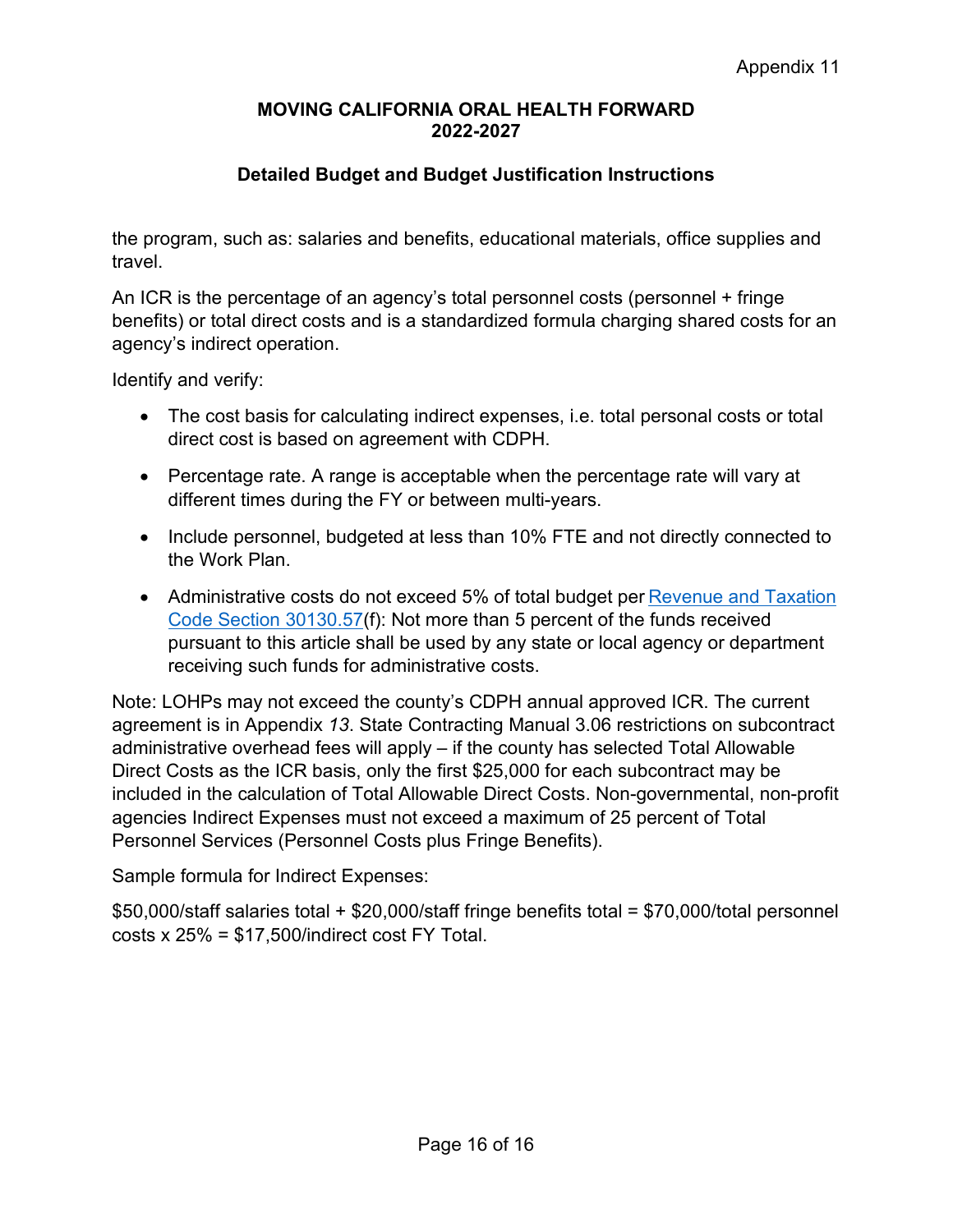the program, such as: salaries and benefits, educational materials, office supplies and travel.

An ICR is the percentage of an agency's total personnel costs (personnel + fringe benefits) or total direct costs and is a standardized formula charging shared costs for an agency's indirect operation.

Identify and verify:

- The cost basis for calculating indirect expenses, i.e. total personal costs or total direct cost is based on agreement with CDPH.
- Percentage rate. A range is acceptable when the percentage rate will vary at different times during the FY or between multi-years.
- Include personnel, budgeted at less than 10% FTE and not directly connected to the Work Plan.
- Administrative costs do not exceed 5% of total budget per [Revenue and Taxation Code Section 30130.57](f): Not more than 5 percent of the funds received pursuant to this article shall be used by any state or local agency or department receiving such funds for administrative costs.

Note: LOHPs may not exceed the county's CDPH annual approved ICR. The current agreement is in Appendix *13*. State Contracting Manual 3.06 restrictions on subcontract administrative overhead fees will apply – if the county has selected Total Allowable Direct Costs as the ICR basis, only the first $25,000 for each subcontract may be included in the calculation of Total Allowable Direct Costs. Non-governmental, non-profit agencies Indirect Expenses must not exceed a maximum of 25 percent of Total Personnel Services (Personnel Costs plus Fringe Benefits).

Sample formula for Indirect Expenses:

$50,000/staff salaries total + $20,000/staff fringe benefits total = $70,000/total personnel costs x 25% = $17,500/indirect cost FY Total.